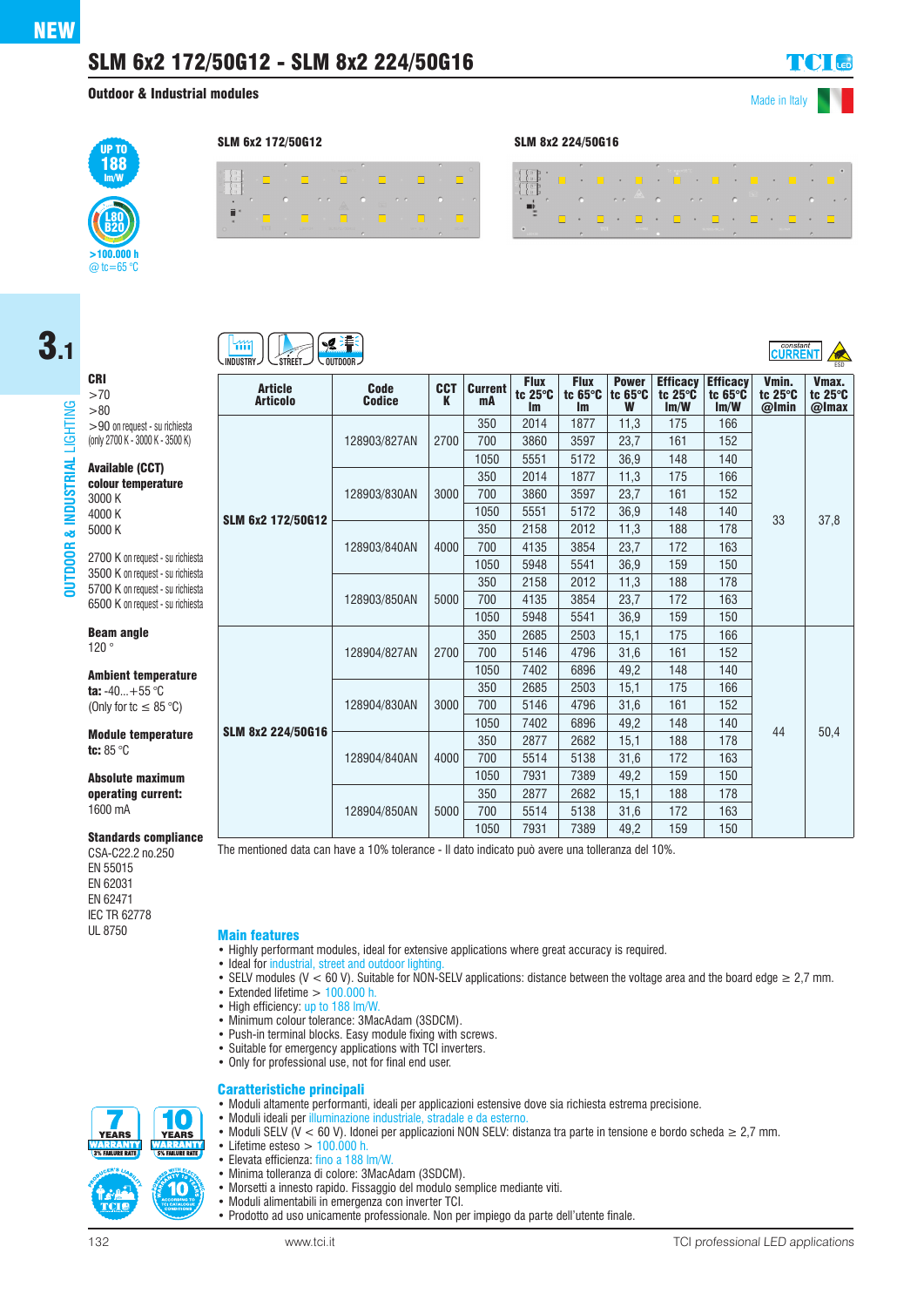NEW

# SLM 6x2 172/50G12 - SLM 8x2 224/50G16

**Outdoor & Industrial modules**

Made in Italy

UP TO 188 lm/W

L80 B20

>100.000 h @ tc=65 °C

SLM 6x2 172/50G12

SLM 8x2 224/50G16

3.1

OUTDOOR & INDUSTRIAL LIGHTING

INDUSTRY STREET OUTDOOR

constant CURRENT

ESD

**CRI**
>70
>80
>90 on request - su richiesta
(only 2700 K - 3000 K - 3500 K)

**Available (CCT) colour temperature**
3000 K
4000 K
5000 K

2700 K on request - su richiesta
3500 K on request - su richiesta
5700 K on request - su richiesta
6500 K on request - su richiesta

**Beam angle**
120 °

**Ambient temperature**
**ta:** -40...+55 °C
(Only for tc ≤ 85 °C)

**Module temperature**
**tc:** 85 °C

**Absolute maximum operating current:**
1600 mA

**Standards compliance**
CSA-C22.2 no.250
EN 55015
EN 62031
EN 62471
IEC TR 62778
UL 8750

| Article Articolo | Code Codice | CCT K | Current mA | Flux tc 25°C lm | Flux tc 65°C lm | Power tc 65°C W | Efficacy tc 25°C lm/W | Efficacy tc 65°C lm/W | Vmin. tc 25°C @Imin | Vmax. tc 25°C @Imax |
|---|---|---|---|---|---|---|---|---|---|---|
| SLM 6x2 172/50G12 | 128903/827AN | 2700 | 350 | 2014 | 1877 | 11,3 | 175 | 166 | 33 | 37,8 |
| | | | 700 | 3860 | 3597 | 23,7 | 161 | 152 | | |
| | | | 1050 | 5551 | 5172 | 36,9 | 148 | 140 | | |
| | 128903/830AN | 3000 | 350 | 2014 | 1877 | 11,3 | 175 | 166 | | |
| | | | 700 | 3860 | 3597 | 23,7 | 161 | 152 | | |
| | | | 1050 | 5551 | 5172 | 36,9 | 148 | 140 | | |
| | 128903/840AN | 4000 | 350 | 2158 | 2012 | 11,3 | 188 | 178 | | |
| | | | 700 | 4135 | 3854 | 23,7 | 172 | 163 | | |
| | | | 1050 | 5948 | 5541 | 36,9 | 159 | 150 | | |
| | 128903/850AN | 5000 | 350 | 2158 | 2012 | 11,3 | 188 | 178 | | |
| | | | 700 | 4135 | 3854 | 23,7 | 172 | 163 | | |
| | | | 1050 | 5948 | 5541 | 36,9 | 159 | 150 | | |
| SLM 8x2 224/50G16 | 128904/827AN | 2700 | 350 | 2685 | 2503 | 15,1 | 175 | 166 | 44 | 50,4 |
| | | | 700 | 5146 | 4796 | 31,6 | 161 | 152 | | |
| | | | 1050 | 7402 | 6896 | 49,2 | 148 | 140 | | |
| | 128904/830AN | 3000 | 350 | 2685 | 2503 | 15,1 | 175 | 166 | | |
| | | | 700 | 5146 | 4796 | 31,6 | 161 | 152 | | |
| | | | 1050 | 7402 | 6896 | 49,2 | 148 | 140 | | |
| | 128904/840AN | 4000 | 350 | 2877 | 2682 | 15,1 | 188 | 178 | | |
| | | | 700 | 5514 | 5138 | 31,6 | 172 | 163 | | |
| | | | 1050 | 7931 | 7389 | 49,2 | 159 | 150 | | |
| | 128904/850AN | 5000 | 350 | 2877 | 2682 | 15,1 | 188 | 178 | | |
| | | | 700 | 5514 | 5138 | 31,6 | 172 | 163 | | |
| | | | 1050 | 7931 | 7389 | 49,2 | 159 | 150 | | |

The mentioned data can have a 10% tolerance - Il dato indicato può avere una tolleranza del 10%.

## Main features

- Highly performant modules, ideal for extensive applications where great accuracy is required.
- Ideal for industrial, street and outdoor lighting.
- SELV modules (V < 60 V). Suitable for NON-SELV applications: distance between the voltage area and the board edge ≥ 2,7 mm.
- Extended lifetime > 100.000 h.
- High efficiency: up to 188 lm/W.
- Minimum colour tolerance: 3MacAdam (3SDCM).
- Push-in terminal blocks. Easy module fixing with screws.
- Suitable for emergency applications with TCI inverters.
- Only for professional use, not for final end user.

## Caratteristiche principali

- Moduli altamente performanti, ideali per applicazioni estensive dove sia richiesta estrema precisione.
- Moduli ideali per illuminazione industriale, stradale e da esterno.
- Moduli SELV (V < 60 V). Idonei per applicazioni NON SELV: distanza tra parte in tensione e bordo scheda ≥ 2,7 mm.
- Lifetime esteso > 100.000 h.
- Elevata efficienza: fino a 188 lm/W.
- Minima tolleranza di colore: 3MacAdam (3SDCM).
- Morsetti a innesto rapido. Fissaggio del modulo semplice mediante viti.
- Moduli alimentabili in emergenza con inverter TCI.
- Prodotto ad uso unicamente professionale. Non per impiego da parte dell'utente finale.

7 YEARS WARRANTY 3% FAILURE RATE

10 YEARS WARRANTY 5% FAILURE RATE

10 YEARS ACCORDING TO TCI CATALOGUE CONDITIONS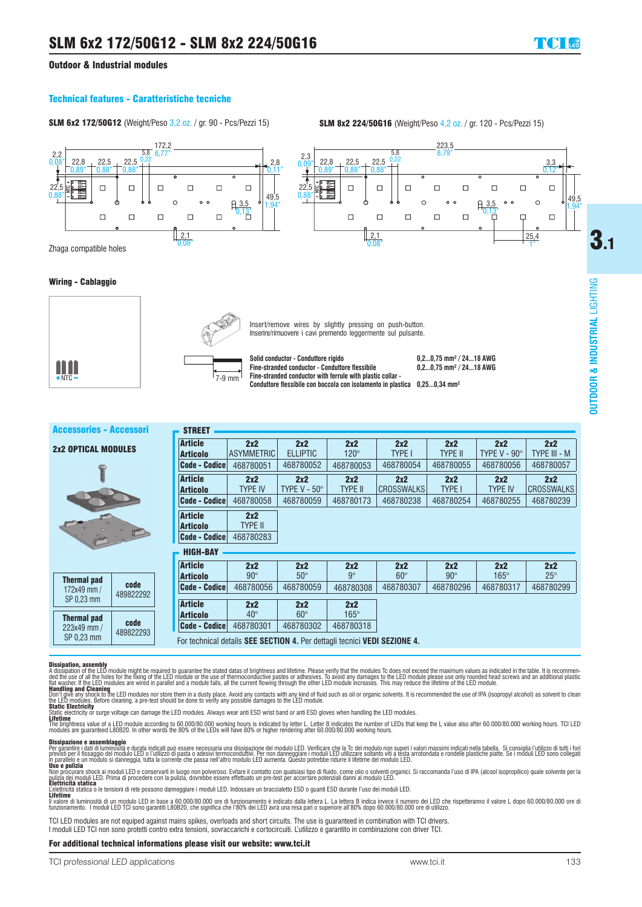# SLM 6x2 172/50G12 - SLM 8x2 224/50G16

**Outdoor & Industrial modules**

## Technical features - Caratteristiche tecniche

**SLM 6x2 172/50G12** (Weight/Peso 3,2 oz. / gr. 90 - Pcs/Pezzi 15)

**SLM 8x2 224/50G16** (Weight/Peso 4,2 oz. / gr. 120 - Pcs/Pezzi 15)

172,2
6,77"
2,2
0,08"
22,8
0,89"
22,5
0,88"
22,5
0,88"
5,8
0,22
2,8
0,11"
22,5
0,88"
49,5
1,94"
3,5
0,13"
2,1
0,08"

223,5
8,79"
2,3
0,09"
22,8
0,89"
22,5
0,88"
22,5
0,88"
5,8
0,22
3,3
0,12"
22,5
0,88"
49,5
1,94"
3,5
0,13"
2,1
0,08"
25,4
1"

Zhaga compatible holes

## Wiring - Cablaggio

+NTC –

Insert/remove wires by slightly pressing on push-button.
Inserire/rimuovere i cavi premendo leggermente sul pulsante.

7-9 mm

| | |
|---|---|
| Solid conductor - Conduttore rigido | 0,2...0,75 mm² / 24...18 AWG |
| Fine-stranded conductor - Conduttore flessibile | 0,2...0,75 mm² / 24...18 AWG |
| Fine-stranded conductor with ferrule with plastic collar - Conduttore flessibile con boccola con isolamento in plastica | 0,25...0,34 mm² |

## Accessories - Accessori

**2x2 OPTICAL MODULES**

| Thermal pad | code |
|---|---|
| 172x49 mm / SP 0,23 mm | 489822292 |
| 223x49 mm / SP 0,23 mm | 489822293 |

**STREET**

| Article / Articolo | 2x2 ASYMMETRIC | 2x2 ELLIPTIC | 2x2 120° | 2x2 TYPE I | 2x2 TYPE II | 2x2 TYPE V - 90° | 2x2 TYPE III - M |
|---|---|---|---|---|---|---|---|
| Code - Codice | 468780051 | 468780052 | 468780053 | 468780054 | 468780055 | 468780056 | 468780057 |

| Article / Articolo | 2x2 TYPE IV | 2x2 TYPE V - 50° | 2x2 TYPE II | 2x2 CROSSWALKS | 2x2 TYPE I | 2x2 TYPE IV | 2x2 CROSSWALKS |
|---|---|---|---|---|---|---|---|
| Code - Codice | 468780058 | 468780059 | 468780173 | 468780238 | 468780254 | 468780255 | 468780239 |

| Article / Articolo | 2x2 TYPE II |
|---|---|
| Code - Codice | 468780283 |

**HIGH-BAY**

| Article / Articolo | 2x2 90° | 2x2 50° | 2x2 9° | 2x2 60° | 2x2 90° | 2x2 165° | 2x2 25° |
|---|---|---|---|---|---|---|---|
| Code - Codice | 468780056 | 468780059 | 468780308 | 468780307 | 468780296 | 468780317 | 468780299 |

| Article / Articolo | 2x2 40° | 2x2 60° | 2x2 165° |
|---|---|---|---|
| Code - Codice | 468780301 | 468780302 | 468780318 |

For technical details **SEE SECTION 4.** Per dettagli tecnici **VEDI SEZIONE 4.**

**Dissipation, assembly**
A dissipation of the LED module might be required to guarantee the stated datas of brightness and lifetime. Please verify that the modules Tc does not exceed the maximum values as indicated in the table. It is recommended the use of all the holes for the fixing of the LED module or the use of thermoconductive pastes or adhesives. To avoid any damages to the LED module please use only rounded head screws and an additional plastic flat washer. If the LED modules are wired in parallel and a module fails, all the current flowing through the other LED module increases. This may reduce the lifetime of the LED module.
**Handling and Cleaning**
Don't give any shock to the LED modules nor store them in a dusty place. Avoid any contacts with any kind of fluid such as oil or organic solvents. It is recommended the use of IPA (isopropyl alcohol) as solvent to clean the LED modules. Before cleaning, a pre-test should be done to verify any possible damages to the LED module.
**Static Electricity**
Static electricity or surge voltage can damage the LED modules. Always wear anti ESD wrist band or anti ESD gloves when handling the LED modules.
**Lifetime**
The brightness value of a LED module according to 60.000/80.000 working hours is indicated by letter L. Letter B indicates the number of LEDs that keep the L value also after 60.000/80.000 working hours. TCI LED modules are guaranteed L80B20. In other words the 80% of the LEDs will have 80% or higher rendering after 60.000/80.000 working hours.

**Dissipazione e assemblaggio**
Per garantire i dati di luminosità e durata indicati può essere necessaria una dissipazione del modulo LED. Verificare che la Tc del modulo non superi i valori massimi indicati nella tabella. Si consiglia l'utilizzo di tutti i fori previsti per il fissaggio del modulo LED o l'utilizzo di pasta o adesivi termoconduttivi. Per non danneggiare i moduli LED utilizzare soltanto viti a testa arrotondata e rondelle plastiche piatte. Se i moduli LED sono collegati in parallelo e un modulo si danneggia, tutta la corrente che passa nell'altro modulo LED aumenta. Questo potrebbe ridurre il lifetime del modulo LED.
**Uso e pulizia**
Non procurare shock ai moduli LED e conservarli in luogo non polveroso. Evitare il contatto con qualsiasi tipo di fluido, come olio o solventi organici. Si raccomanda l'uso di IPA (alcool isopropilico) quale solvente per la pulizia dei moduli LED. Prima di procedere con la pulizia, dovrebbe essere effettuato un pre-test per accertare potenziali danni al modulo LED.
**Elettricità statica**
L'elettricità statica o le tensioni di rete possono danneggiare i moduli LED. Indossare un braccialetto ESD o guanti ESD durante l'uso dei moduli LED.
**Lifetime**
Il valore di luminosità di un modulo LED in base a 60.000/80.000 ore di funzionamento è indicato dalla lettera L. La lettera B indica invece il numero dei LED che rispetteranno il valore L dopo 60.000/80.000 ore di funzionamento. I moduli LED TCI sono garantiti L80B20, che significa che l'80% dei LED avrà una resa pari o superiore all'80% dopo 60.000/80.000 ore di utilizzo.

TCI LED modules are not equiped against mains spikes, overloads and short circuits. The use is guaranteed in combination with TCI drivers.
I moduli LED TCI non sono protetti contro extra tensioni, sovraccarichi e cortocircuiti. L'utilizzo è garantito in combinazione con driver TCI.

**For additional technical informations please visit our website: www.tci.it**